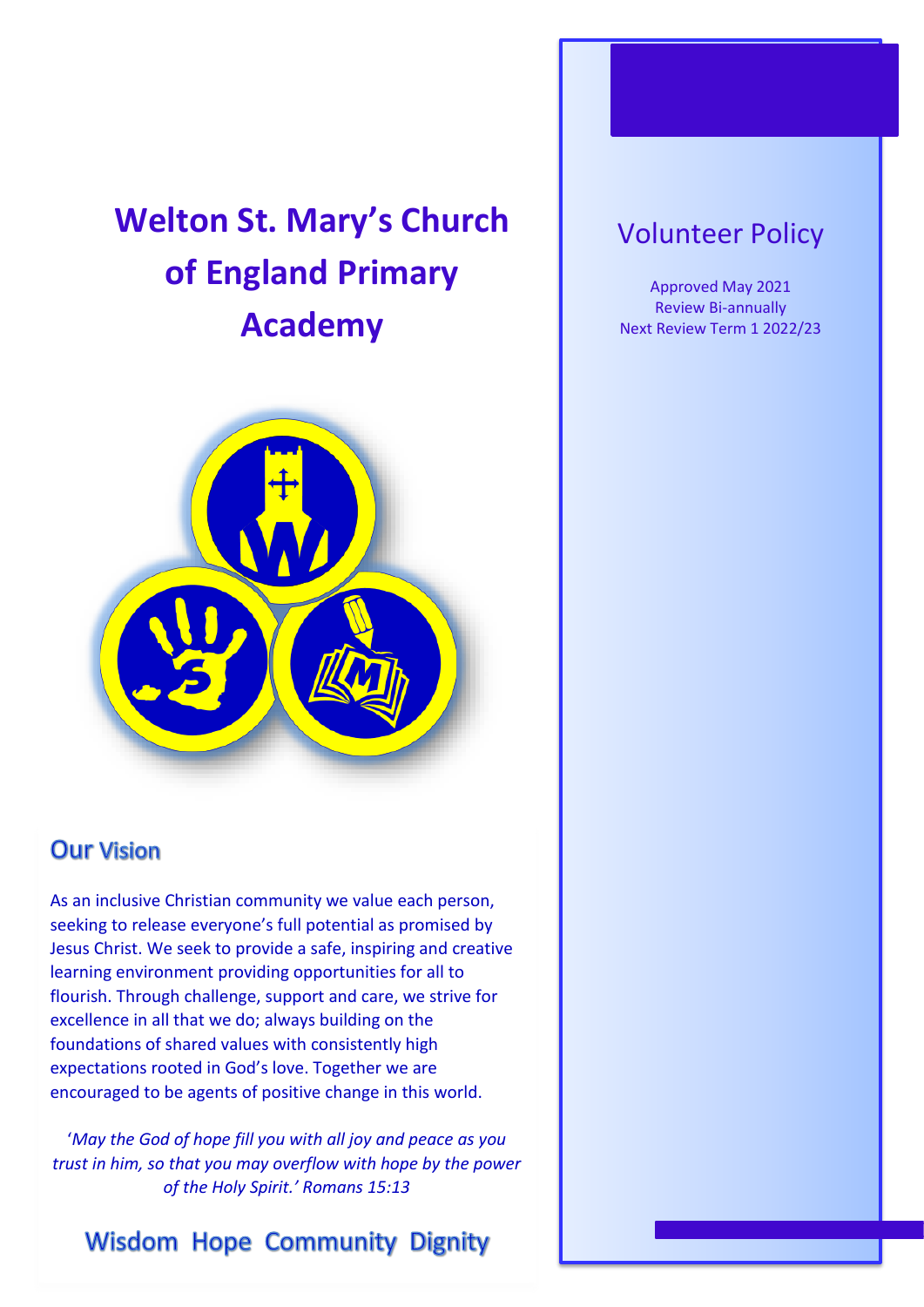# Welton St. Mary's Church of England Primary Academy

# Volunteer Policy

Approved May 2021
Review Bi-annually
Next Review Term 1 2022/23

## Our Vision

As an inclusive Christian community we value each person, seeking to release everyone's full potential as promised by Jesus Christ. We seek to provide a safe, inspiring and creative learning environment providing opportunities for all to flourish. Through challenge, support and care, we strive for excellence in all that we do; always building on the foundations of shared values with consistently high expectations rooted in God's love. Together we are encouraged to be agents of positive change in this world.

'*May the God of hope fill you with all joy and peace as you trust in him, so that you may overflow with hope by the power of the Holy Spirit.' Romans 15:13*

Wisdom Hope Community Dignity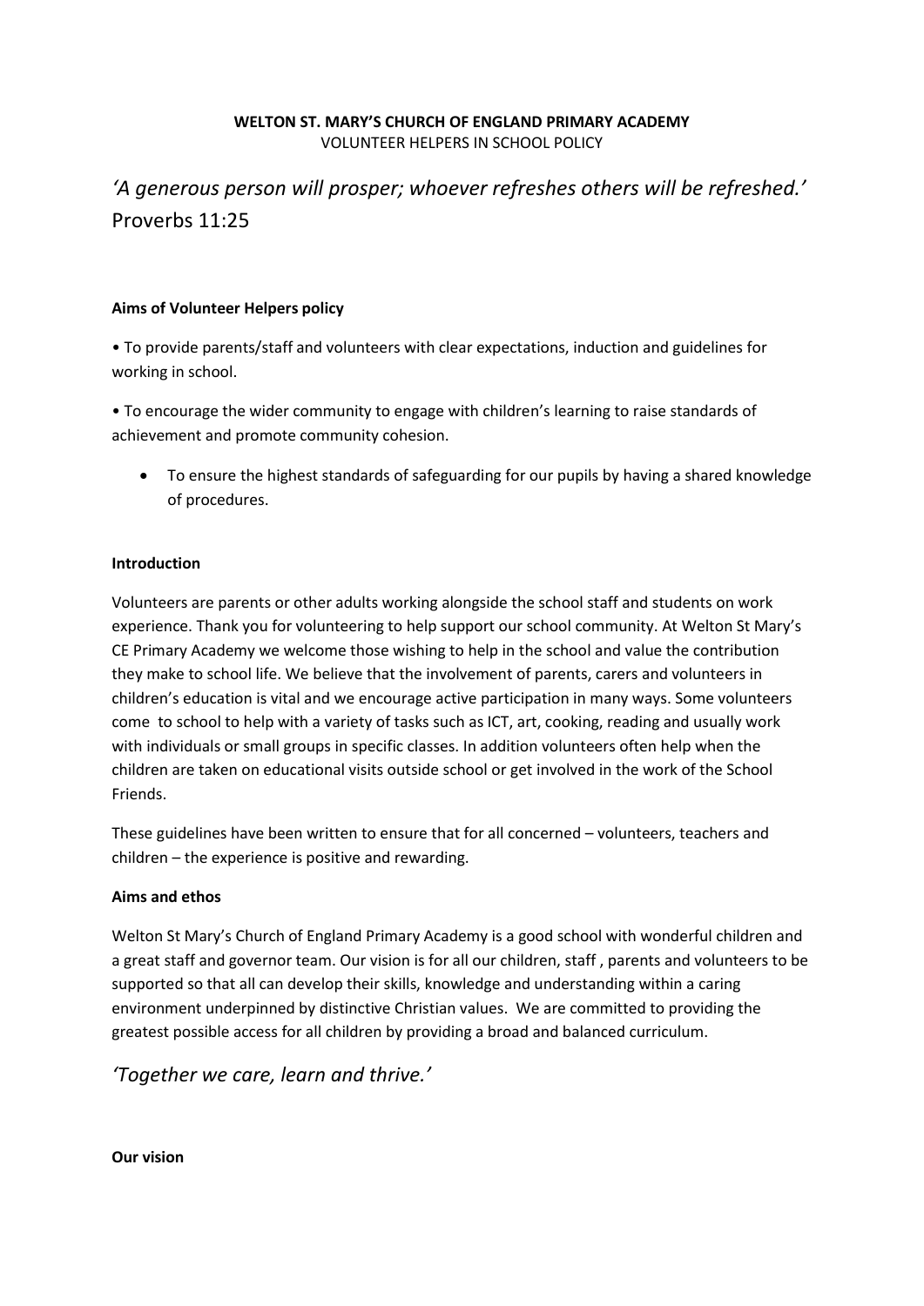**WELTON ST. MARY'S CHURCH OF ENGLAND PRIMARY ACADEMY**
VOLUNTEER HELPERS IN SCHOOL POLICY

*'A generous person will prosper; whoever refreshes others will be refreshed.'*
Proverbs 11:25

**Aims of Volunteer Helpers policy**

- To provide parents/staff and volunteers with clear expectations, induction and guidelines for working in school.
- To encourage the wider community to engage with children's learning to raise standards of achievement and promote community cohesion.
- To ensure the highest standards of safeguarding for our pupils by having a shared knowledge of procedures.

**Introduction**

Volunteers are parents or other adults working alongside the school staff and students on work experience. Thank you for volunteering to help support our school community. At Welton St Mary's CE Primary Academy we welcome those wishing to help in the school and value the contribution they make to school life. We believe that the involvement of parents, carers and volunteers in children's education is vital and we encourage active participation in many ways. Some volunteers come to school to help with a variety of tasks such as ICT, art, cooking, reading and usually work with individuals or small groups in specific classes. In addition volunteers often help when the children are taken on educational visits outside school or get involved in the work of the School Friends.

These guidelines have been written to ensure that for all concerned – volunteers, teachers and children – the experience is positive and rewarding.

**Aims and ethos**

Welton St Mary's Church of England Primary Academy is a good school with wonderful children and a great staff and governor team. Our vision is for all our children, staff , parents and volunteers to be supported so that all can develop their skills, knowledge and understanding within a caring environment underpinned by distinctive Christian values. We are committed to providing the greatest possible access for all children by providing a broad and balanced curriculum.

*'Together we care, learn and thrive.'*

**Our vision**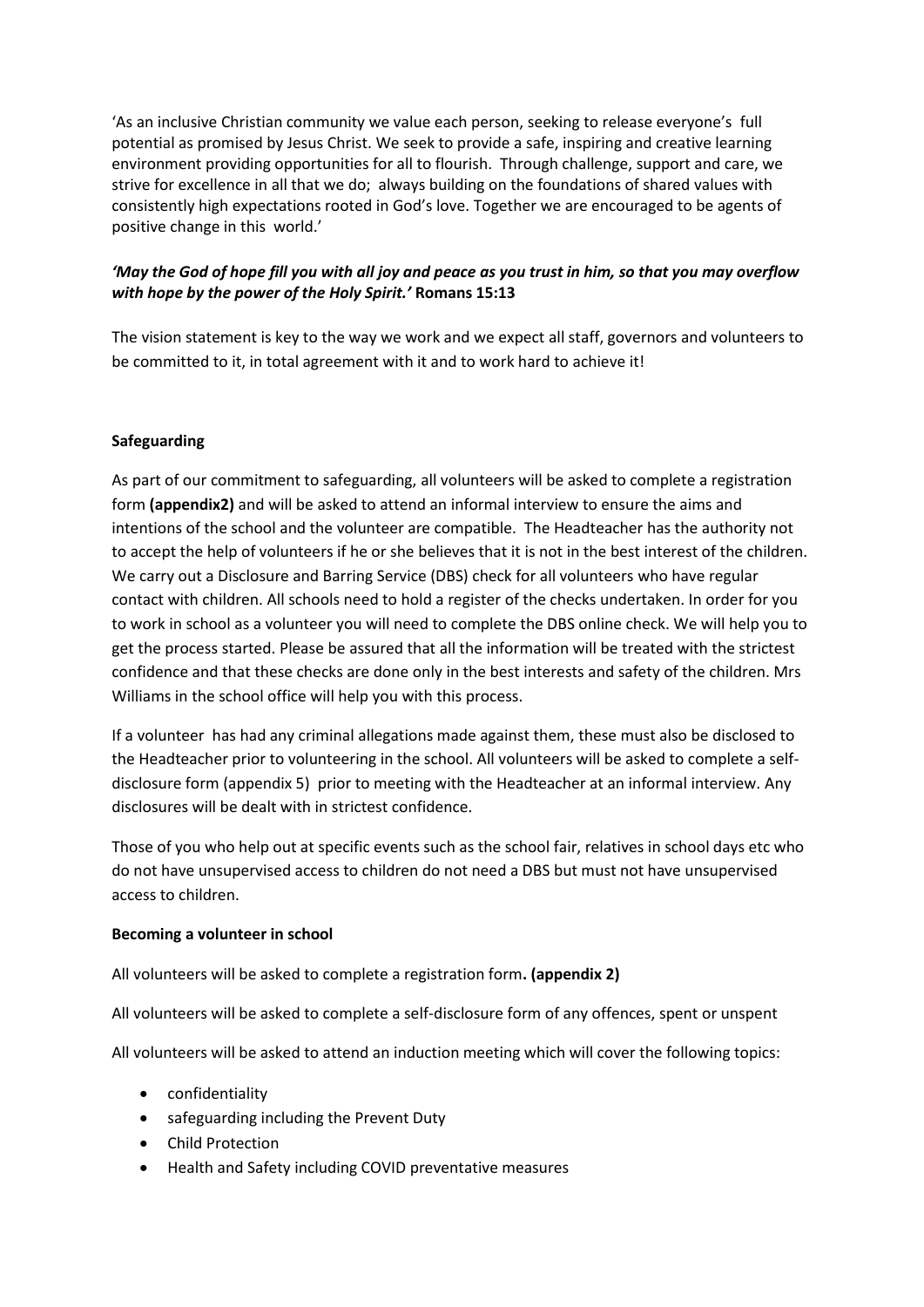'As an inclusive Christian community we value each person, seeking to release everyone's full potential as promised by Jesus Christ. We seek to provide a safe, inspiring and creative learning environment providing opportunities for all to flourish. Through challenge, support and care, we strive for excellence in all that we do; always building on the foundations of shared values with consistently high expectations rooted in God's love. Together we are encouraged to be agents of positive change in this world.'

***'May the God of hope fill you with all joy and peace as you trust in him, so that you may overflow with hope by the power of the Holy Spirit.'* Romans 15:13**

The vision statement is key to the way we work and we expect all staff, governors and volunteers to be committed to it, in total agreement with it and to work hard to achieve it!

**Safeguarding**

As part of our commitment to safeguarding, all volunteers will be asked to complete a registration form **(appendix2)** and will be asked to attend an informal interview to ensure the aims and intentions of the school and the volunteer are compatible. The Headteacher has the authority not to accept the help of volunteers if he or she believes that it is not in the best interest of the children. We carry out a Disclosure and Barring Service (DBS) check for all volunteers who have regular contact with children. All schools need to hold a register of the checks undertaken. In order for you to work in school as a volunteer you will need to complete the DBS online check. We will help you to get the process started. Please be assured that all the information will be treated with the strictest confidence and that these checks are done only in the best interests and safety of the children. Mrs Williams in the school office will help you with this process.

If a volunteer has had any criminal allegations made against them, these must also be disclosed to the Headteacher prior to volunteering in the school. All volunteers will be asked to complete a self-disclosure form (appendix 5) prior to meeting with the Headteacher at an informal interview. Any disclosures will be dealt with in strictest confidence.

Those of you who help out at specific events such as the school fair, relatives in school days etc who do not have unsupervised access to children do not need a DBS but must not have unsupervised access to children.

**Becoming a volunteer in school**

All volunteers will be asked to complete a registration form**. (appendix 2)**

All volunteers will be asked to complete a self-disclosure form of any offences, spent or unspent

All volunteers will be asked to attend an induction meeting which will cover the following topics:

- confidentiality
- safeguarding including the Prevent Duty
- Child Protection
- Health and Safety including COVID preventative measures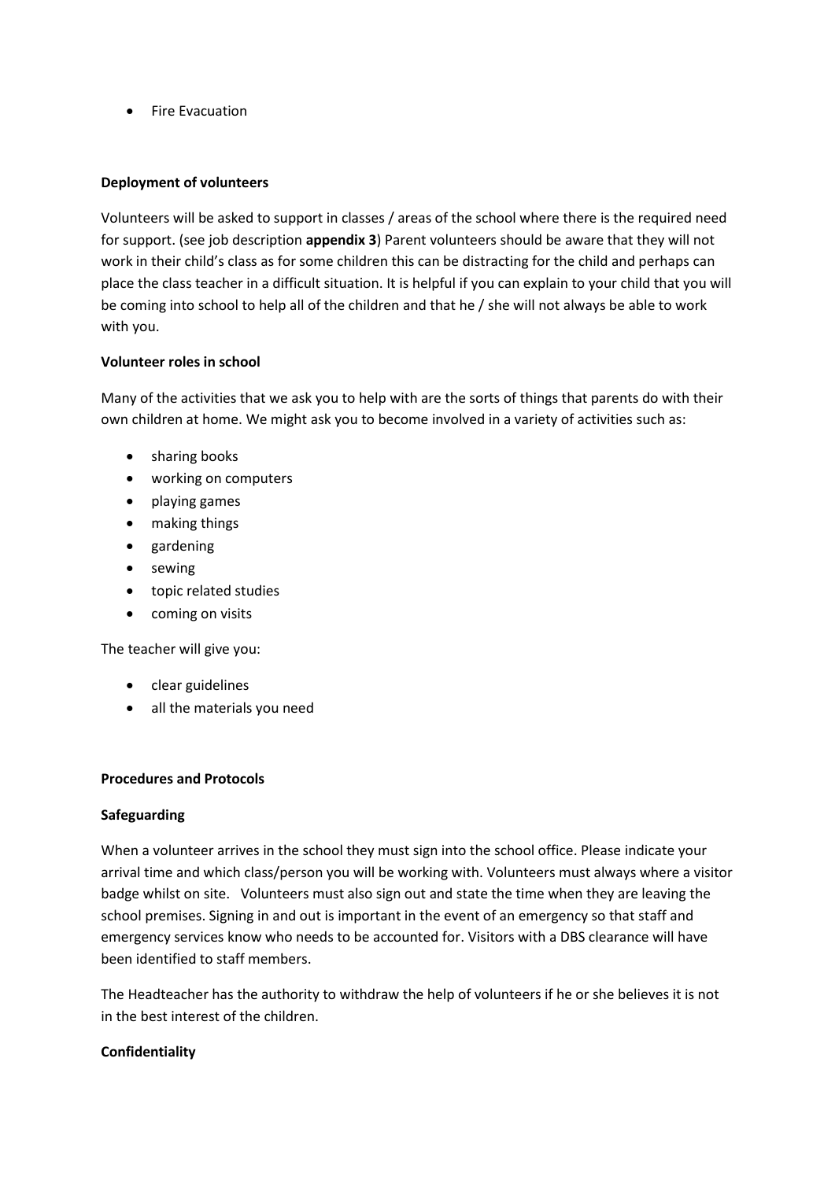- Fire Evacuation

**Deployment of volunteers**

Volunteers will be asked to support in classes / areas of the school where there is the required need for support. (see job description **appendix 3**) Parent volunteers should be aware that they will not work in their child's class as for some children this can be distracting for the child and perhaps can place the class teacher in a difficult situation. It is helpful if you can explain to your child that you will be coming into school to help all of the children and that he / she will not always be able to work with you.

**Volunteer roles in school**

Many of the activities that we ask you to help with are the sorts of things that parents do with their own children at home. We might ask you to become involved in a variety of activities such as:

- sharing books
- working on computers
- playing games
- making things
- gardening
- sewing
- topic related studies
- coming on visits

The teacher will give you:

- clear guidelines
- all the materials you need

**Procedures and Protocols**

**Safeguarding**

When a volunteer arrives in the school they must sign into the school office. Please indicate your arrival time and which class/person you will be working with. Volunteers must always where a visitor badge whilst on site. Volunteers must also sign out and state the time when they are leaving the school premises. Signing in and out is important in the event of an emergency so that staff and emergency services know who needs to be accounted for. Visitors with a DBS clearance will have been identified to staff members.

The Headteacher has the authority to withdraw the help of volunteers if he or she believes it is not in the best interest of the children.

**Confidentiality**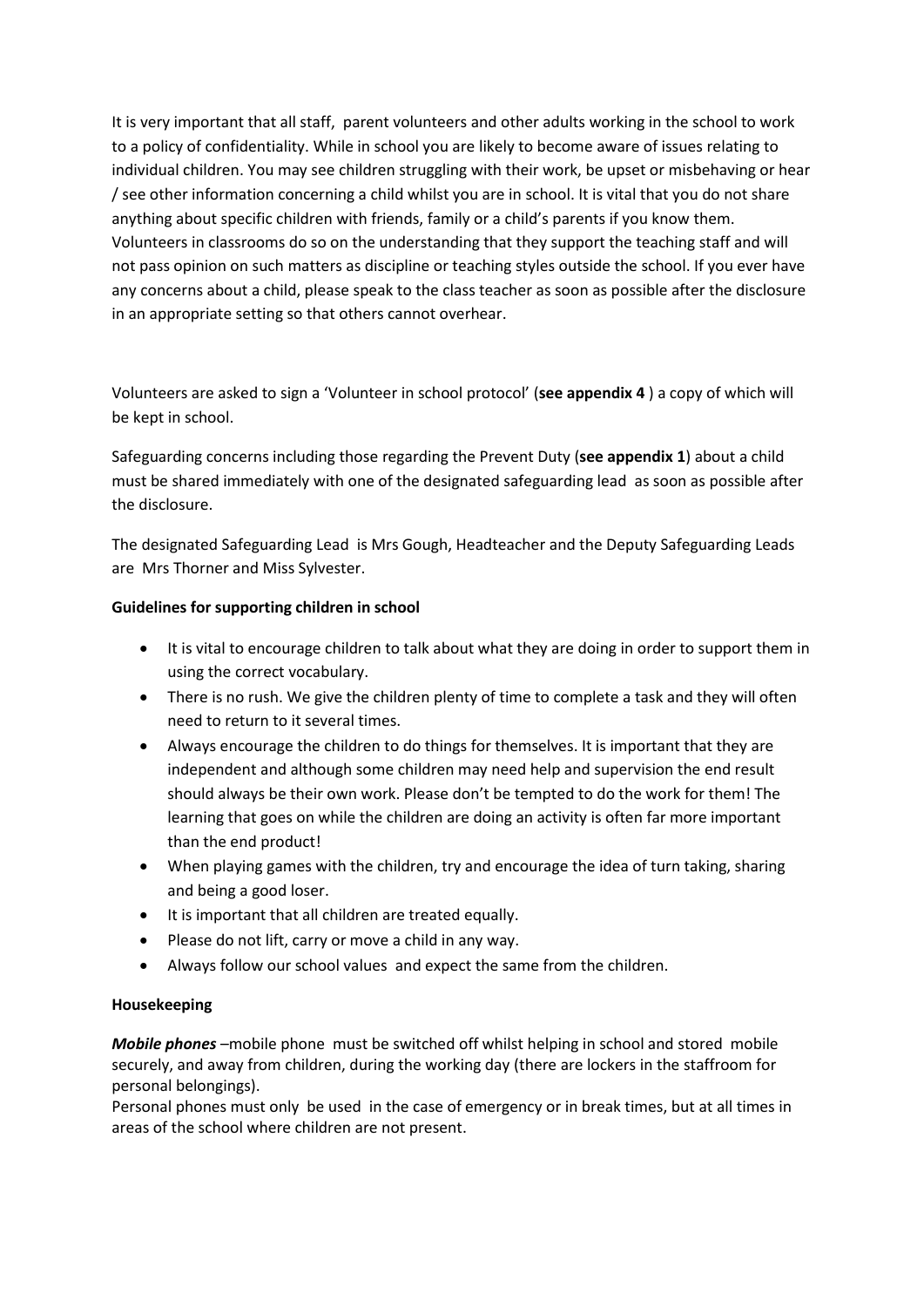It is very important that all staff,  parent volunteers and other adults working in the school to work to a policy of confidentiality. While in school you are likely to become aware of issues relating to individual children. You may see children struggling with their work, be upset or misbehaving or hear / see other information concerning a child whilst you are in school. It is vital that you do not share anything about specific children with friends, family or a child's parents if you know them. Volunteers in classrooms do so on the understanding that they support the teaching staff and will not pass opinion on such matters as discipline or teaching styles outside the school. If you ever have any concerns about a child, please speak to the class teacher as soon as possible after the disclosure in an appropriate setting so that others cannot overhear.

Volunteers are asked to sign a 'Volunteer in school protocol' (**see appendix 4** ) a copy of which will be kept in school.

Safeguarding concerns including those regarding the Prevent Duty (**see appendix 1**) about a child must be shared immediately with one of the designated safeguarding lead  as soon as possible after the disclosure.

The designated Safeguarding Lead  is Mrs Gough, Headteacher and the Deputy Safeguarding Leads are  Mrs Thorner and Miss Sylvester.

**Guidelines for supporting children in school**

- It is vital to encourage children to talk about what they are doing in order to support them in using the correct vocabulary.
- There is no rush. We give the children plenty of time to complete a task and they will often need to return to it several times.
- Always encourage the children to do things for themselves. It is important that they are independent and although some children may need help and supervision the end result should always be their own work. Please don't be tempted to do the work for them! The learning that goes on while the children are doing an activity is often far more important than the end product!
- When playing games with the children, try and encourage the idea of turn taking, sharing and being a good loser.
- It is important that all children are treated equally.
- Please do not lift, carry or move a child in any way.
- Always follow our school values  and expect the same from the children.

**Housekeeping**

***Mobile phones*** –mobile phone  must be switched off whilst helping in school and stored  mobile securely, and away from children, during the working day (there are lockers in the staffroom for personal belongings).
Personal phones must only  be used  in the case of emergency or in break times, but at all times in areas of the school where children are not present.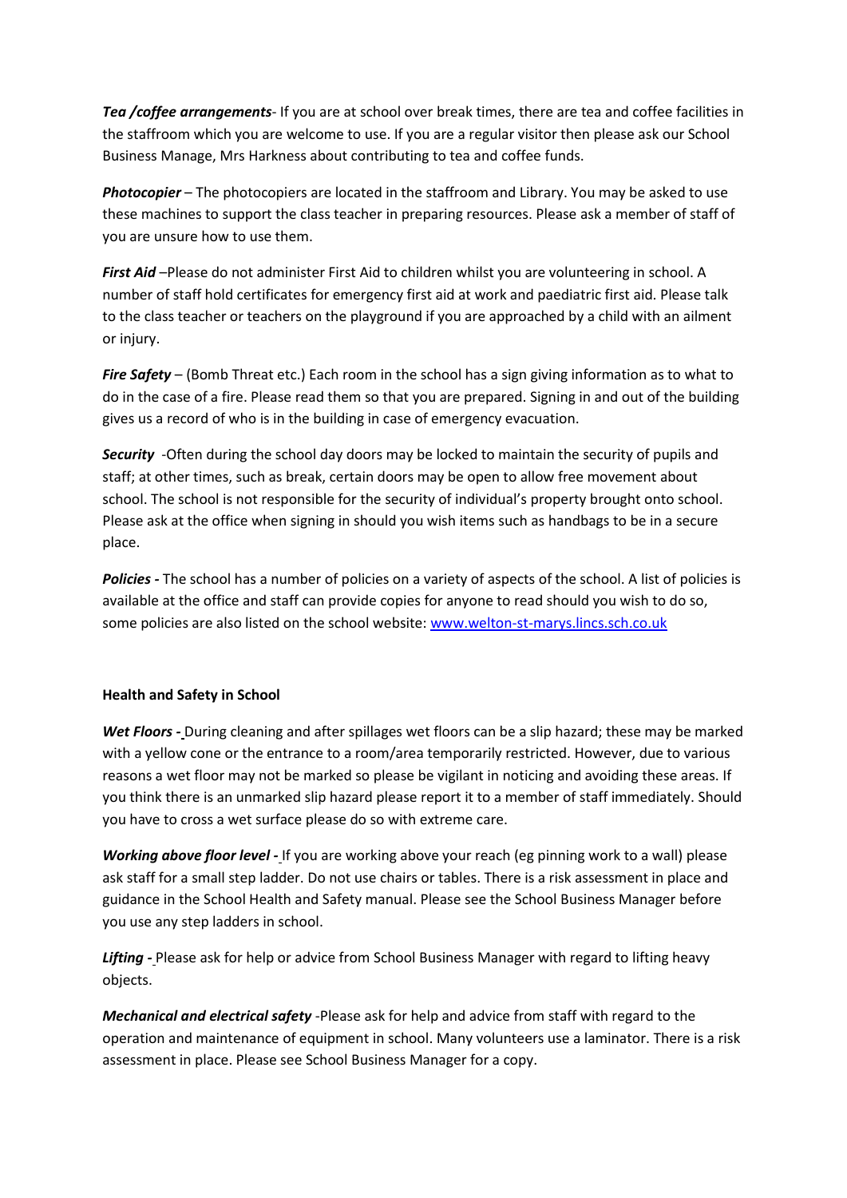***Tea /coffee arrangements***- If you are at school over break times, there are tea and coffee facilities in the staffroom which you are welcome to use. If you are a regular visitor then please ask our School Business Manage, Mrs Harkness about contributing to tea and coffee funds.

***Photocopier*** – The photocopiers are located in the staffroom and Library. You may be asked to use these machines to support the class teacher in preparing resources. Please ask a member of staff of you are unsure how to use them.

***First Aid*** –Please do not administer First Aid to children whilst you are volunteering in school. A number of staff hold certificates for emergency first aid at work and paediatric first aid. Please talk to the class teacher or teachers on the playground if you are approached by a child with an ailment or injury.

***Fire Safety*** – (Bomb Threat etc.) Each room in the school has a sign giving information as to what to do in the case of a fire. Please read them so that you are prepared. Signing in and out of the building gives us a record of who is in the building in case of emergency evacuation.

***Security*** -Often during the school day doors may be locked to maintain the security of pupils and staff; at other times, such as break, certain doors may be open to allow free movement about school. The school is not responsible for the security of individual's property brought onto school. Please ask at the office when signing in should you wish items such as handbags to be in a secure place.

***Policies -*** The school has a number of policies on a variety of aspects of the school. A list of policies is available at the office and staff can provide copies for anyone to read should you wish to do so, some policies are also listed on the school website: [www.welton-st-marys.lincs.sch.co.uk](http://www.welton-st-marys.lincs.sch.co.uk)

**Health and Safety in School**

***Wet Floors -*** During cleaning and after spillages wet floors can be a slip hazard; these may be marked with a yellow cone or the entrance to a room/area temporarily restricted. However, due to various reasons a wet floor may not be marked so please be vigilant in noticing and avoiding these areas. If you think there is an unmarked slip hazard please report it to a member of staff immediately. Should you have to cross a wet surface please do so with extreme care.

***Working above floor level -*** If you are working above your reach (eg pinning work to a wall) please ask staff for a small step ladder. Do not use chairs or tables. There is a risk assessment in place and guidance in the School Health and Safety manual. Please see the School Business Manager before you use any step ladders in school.

***Lifting -*** Please ask for help or advice from School Business Manager with regard to lifting heavy objects.

***Mechanical and electrical safety*** -Please ask for help and advice from staff with regard to the operation and maintenance of equipment in school. Many volunteers use a laminator. There is a risk assessment in place. Please see School Business Manager for a copy.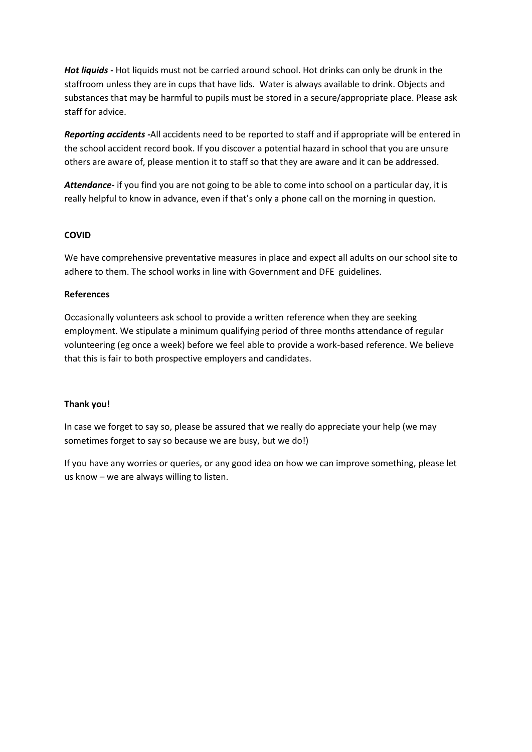***Hot liquids -*** Hot liquids must not be carried around school. Hot drinks can only be drunk in the staffroom unless they are in cups that have lids. Water is always available to drink. Objects and substances that may be harmful to pupils must be stored in a secure/appropriate place. Please ask staff for advice.

***Reporting accidents -***All accidents need to be reported to staff and if appropriate will be entered in the school accident record book. If you discover a potential hazard in school that you are unsure others are aware of, please mention it to staff so that they are aware and it can be addressed.

***Attendance-*** if you find you are not going to be able to come into school on a particular day, it is really helpful to know in advance, even if that's only a phone call on the morning in question.

**COVID**

We have comprehensive preventative measures in place and expect all adults on our school site to adhere to them. The school works in line with Government and DFE guidelines.

**References**

Occasionally volunteers ask school to provide a written reference when they are seeking employment. We stipulate a minimum qualifying period of three months attendance of regular volunteering (eg once a week) before we feel able to provide a work-based reference. We believe that this is fair to both prospective employers and candidates.

**Thank you!**

In case we forget to say so, please be assured that we really do appreciate your help (we may sometimes forget to say so because we are busy, but we do!)

If you have any worries or queries, or any good idea on how we can improve something, please let us know – we are always willing to listen.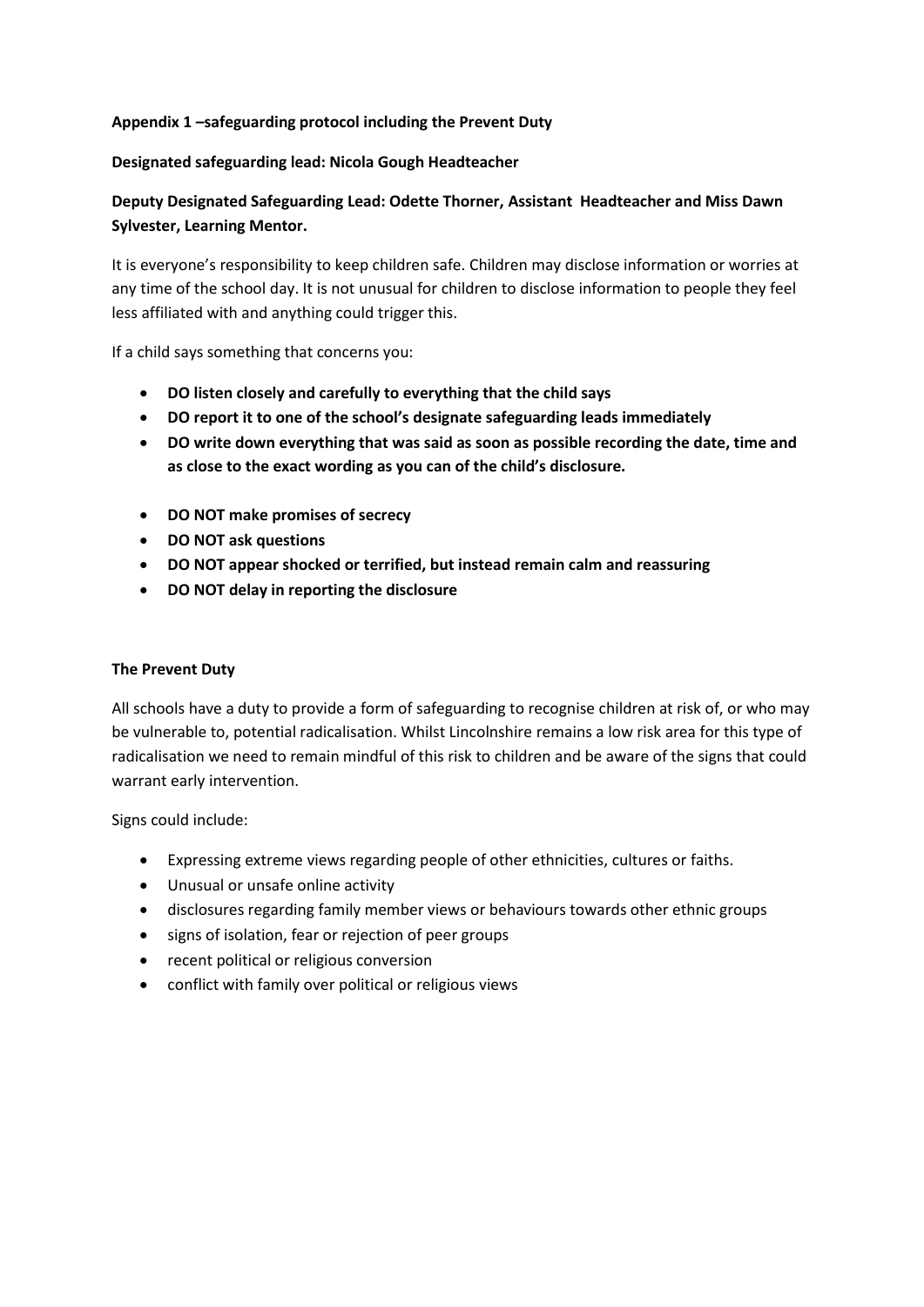**Appendix 1 –safeguarding protocol including the Prevent Duty**

**Designated safeguarding lead: Nicola Gough Headteacher**

**Deputy Designated Safeguarding Lead: Odette Thorner, Assistant Headteacher and Miss Dawn Sylvester, Learning Mentor.**

It is everyone's responsibility to keep children safe. Children may disclose information or worries at any time of the school day. It is not unusual for children to disclose information to people they feel less affiliated with and anything could trigger this.

If a child says something that concerns you:

- **DO listen closely and carefully to everything that the child says**
- **DO report it to one of the school's designate safeguarding leads immediately**
- **DO write down everything that was said as soon as possible recording the date, time and as close to the exact wording as you can of the child's disclosure.**

- **DO NOT make promises of secrecy**
- **DO NOT ask questions**
- **DO NOT appear shocked or terrified, but instead remain calm and reassuring**
- **DO NOT delay in reporting the disclosure**

**The Prevent Duty**

All schools have a duty to provide a form of safeguarding to recognise children at risk of, or who may be vulnerable to, potential radicalisation. Whilst Lincolnshire remains a low risk area for this type of radicalisation we need to remain mindful of this risk to children and be aware of the signs that could warrant early intervention.

Signs could include:

- Expressing extreme views regarding people of other ethnicities, cultures or faiths.
- Unusual or unsafe online activity
- disclosures regarding family member views or behaviours towards other ethnic groups
- signs of isolation, fear or rejection of peer groups
- recent political or religious conversion
- conflict with family over political or religious views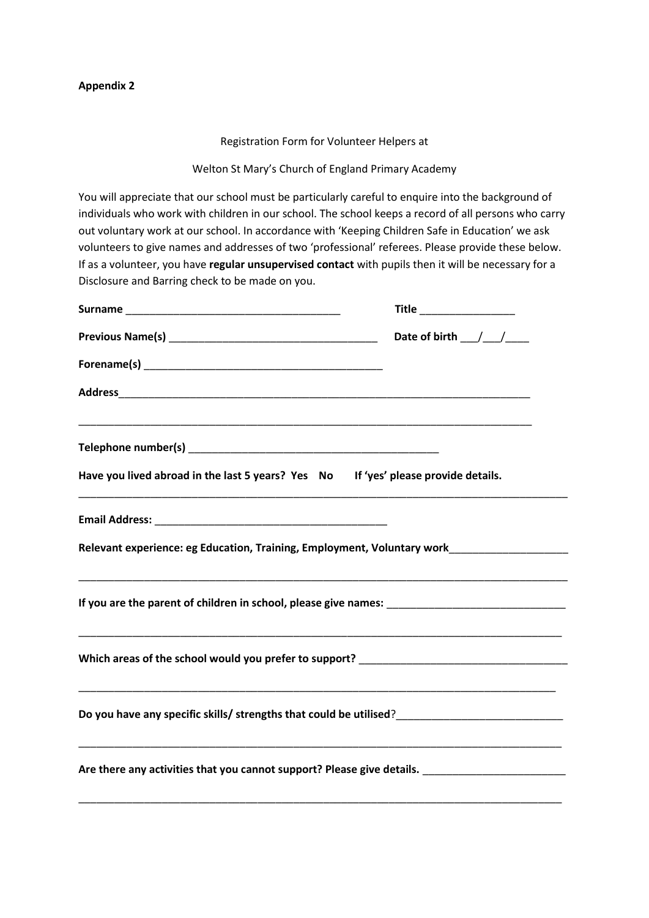**Appendix 2**

Registration Form for Volunteer Helpers at

Welton St Mary's Church of England Primary Academy

You will appreciate that our school must be particularly careful to enquire into the background of individuals who work with children in our school. The school keeps a record of all persons who carry out voluntary work at our school. In accordance with 'Keeping Children Safe in Education' we ask volunteers to give names and addresses of two 'professional' referees. Please provide these below. If as a volunteer, you have **regular unsupervised contact** with pupils then it will be necessary for a Disclosure and Barring check to be made on you.

**Surname** ____________________________________ **Title** ________________

**Previous Name(s)** ___________________________________ **Date of birth** ___/___/____

**Forename(s)** ________________________________________

**Address**_______________________________________________________________________

_________________________________________________________________________________

**Telephone number(s)** __________________________________________

**Have you lived abroad in the last 5 years? Yes No If 'yes' please provide details.**

_________________________________________________________________________________

**Email Address:** _______________________________________

**Relevant experience: eg Education, Training, Employment, Voluntary work**____________________

_________________________________________________________________________________

**If you are the parent of children in school, please give names:** ______________________________

_________________________________________________________________________________

**Which areas of the school would you prefer to support?** ___________________________________

_________________________________________________________________________________

**Do you have any specific skills/ strengths that could be utilised**?____________________________

_________________________________________________________________________________

**Are there any activities that you cannot support? Please give details.** ________________________

_________________________________________________________________________________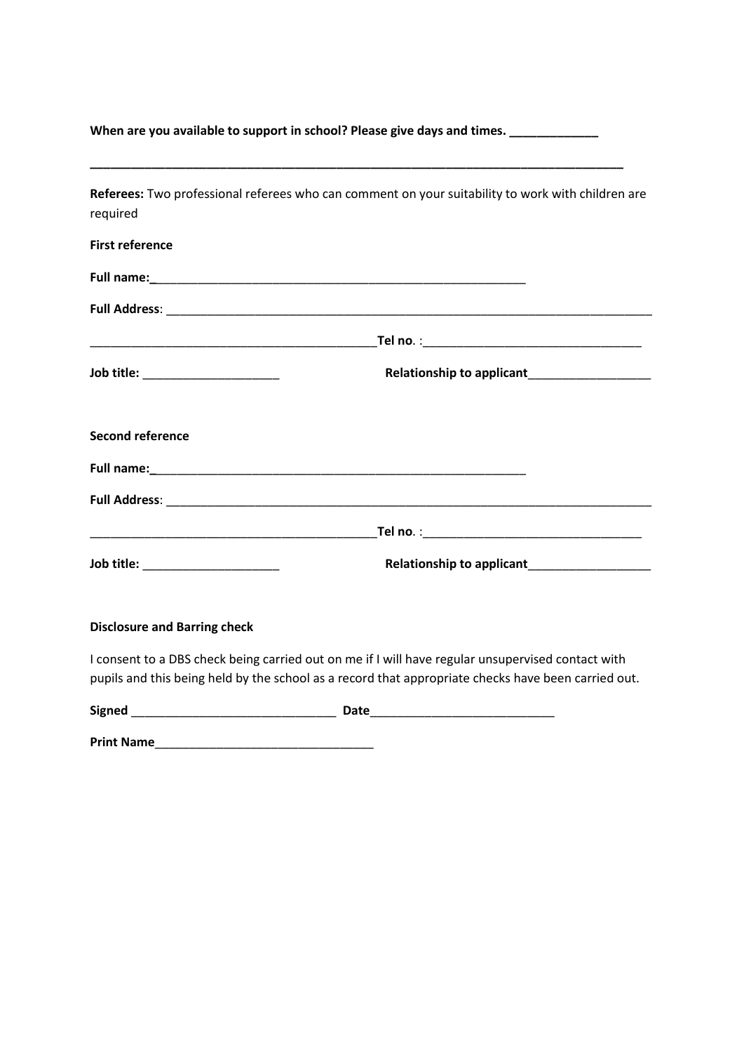**When are you available to support in school? Please give days and times.** _____________

______________________________________________________________________________

**Referees:** Two professional referees who can comment on your suitability to work with children are required

**First reference**

**Full name:**_________________________________________________________

**Full Address**: __________________________________________________________________________

___________________________________________**Tel no**. :________________________________

**Job title:** ____________________ **Relationship to applicant**__________________

**Second reference**

**Full name:**_________________________________________________________

**Full Address**: __________________________________________________________________________

___________________________________________**Tel no**. :________________________________

**Job title:** ____________________ **Relationship to applicant**__________________

**Disclosure and Barring check**

I consent to a DBS check being carried out on me if I will have regular unsupervised contact with pupils and this being held by the school as a record that appropriate checks have been carried out.

**Signed** ______________________________ **Date**___________________________

**Print Name**________________________________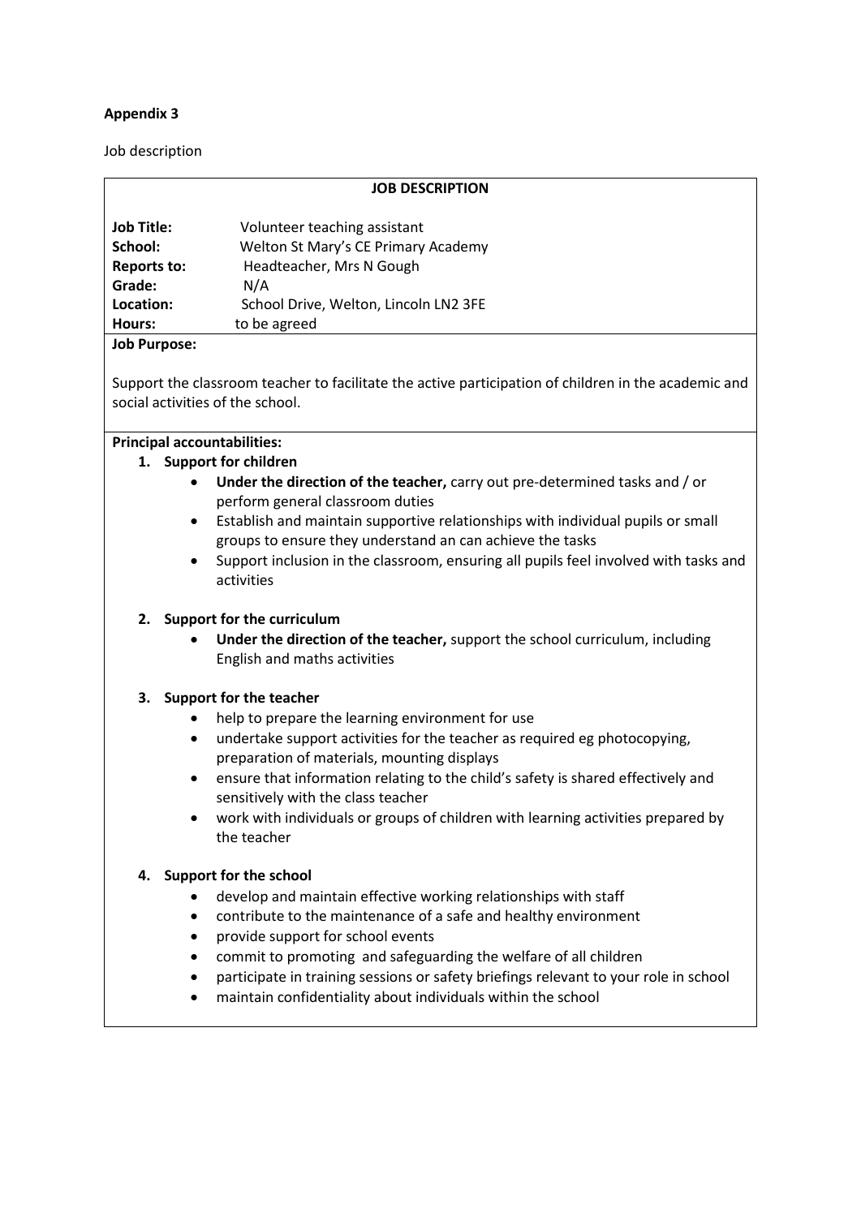**Appendix 3**

Job description

**JOB DESCRIPTION**

**Job Title:** Volunteer teaching assistant
**School:** Welton St Mary's CE Primary Academy
**Reports to:** Headteacher, Mrs N Gough
**Grade:** N/A
**Location:** School Drive, Welton, Lincoln LN2 3FE
**Hours:** to be agreed

**Job Purpose:**

Support the classroom teacher to facilitate the active participation of children in the academic and social activities of the school.

**Principal accountabilities:**

1. **Support for children**
   - **Under the direction of the teacher,** carry out pre-determined tasks and / or perform general classroom duties
   - Establish and maintain supportive relationships with individual pupils or small groups to ensure they understand an can achieve the tasks
   - Support inclusion in the classroom, ensuring all pupils feel involved with tasks and activities

2. **Support for the curriculum**
   - **Under the direction of the teacher,** support the school curriculum, including English and maths activities

3. **Support for the teacher**
   - help to prepare the learning environment for use
   - undertake support activities for the teacher as required eg photocopying, preparation of materials, mounting displays
   - ensure that information relating to the child's safety is shared effectively and sensitively with the class teacher
   - work with individuals or groups of children with learning activities prepared by the teacher

4. **Support for the school**
   - develop and maintain effective working relationships with staff
   - contribute to the maintenance of a safe and healthy environment
   - provide support for school events
   - commit to promoting and safeguarding the welfare of all children
   - participate in training sessions or safety briefings relevant to your role in school
   - maintain confidentiality about individuals within the school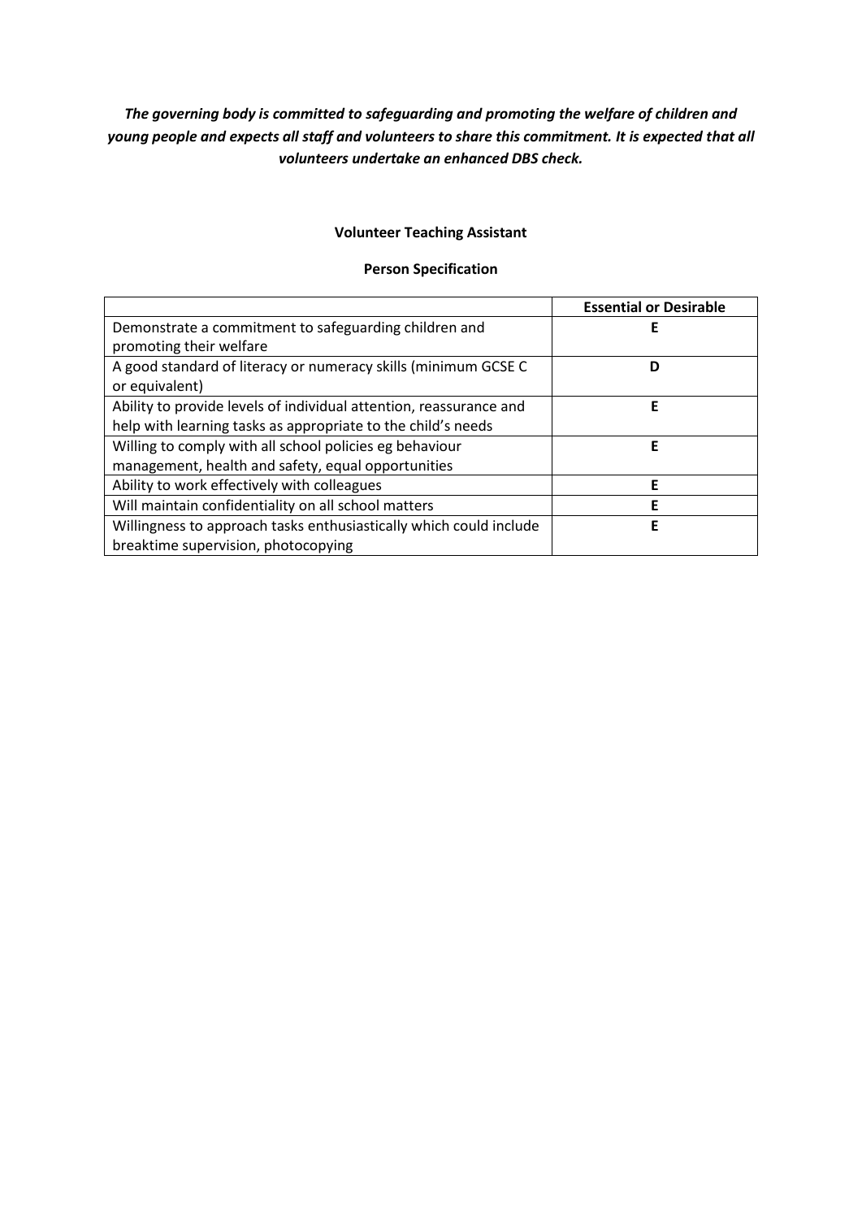***The governing body is committed to safeguarding and promoting the welfare of children and young people and expects all staff and volunteers to share this commitment. It is expected that all volunteers undertake an enhanced DBS check.***

**Volunteer Teaching Assistant**

**Person Specification**

| | **Essential or Desirable** |
|---|---|
| Demonstrate a commitment to safeguarding children and promoting their welfare | **E** |
| A good standard of literacy or numeracy skills (minimum GCSE C or equivalent) | **D** |
| Ability to provide levels of individual attention, reassurance and help with learning tasks as appropriate to the child's needs | **E** |
| Willing to comply with all school policies eg behaviour management, health and safety, equal opportunities | **E** |
| Ability to work effectively with colleagues | **E** |
| Will maintain confidentiality on all school matters | **E** |
| Willingness to approach tasks enthusiastically which could include breaktime supervision, photocopying | **E** |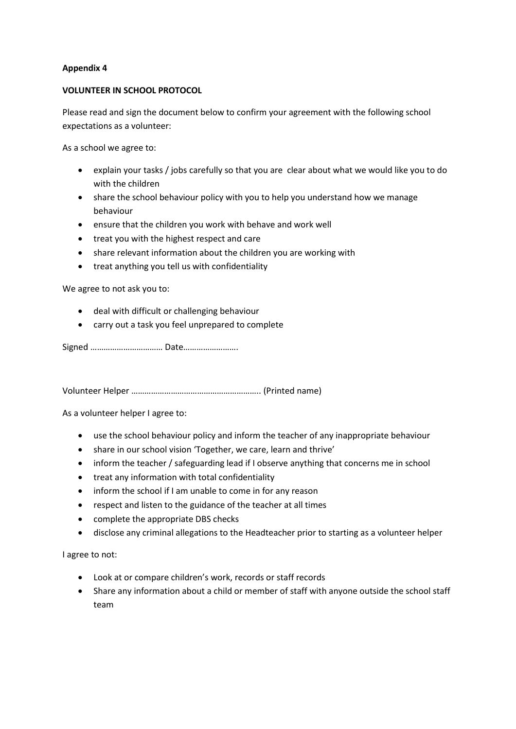**Appendix 4**

**VOLUNTEER IN SCHOOL PROTOCOL**

Please read and sign the document below to confirm your agreement with the following school expectations as a volunteer:

As a school we agree to:

- explain your tasks / jobs carefully so that you are clear about what we would like you to do with the children
- share the school behaviour policy with you to help you understand how we manage behaviour
- ensure that the children you work with behave and work well
- treat you with the highest respect and care
- share relevant information about the children you are working with
- treat anything you tell us with confidentiality

We agree to not ask you to:

- deal with difficult or challenging behaviour
- carry out a task you feel unprepared to complete

Signed …………………………… Date…………………….

Volunteer Helper ………………………………………………….. (Printed name)

As a volunteer helper I agree to:

- use the school behaviour policy and inform the teacher of any inappropriate behaviour
- share in our school vision 'Together, we care, learn and thrive'
- inform the teacher / safeguarding lead if I observe anything that concerns me in school
- treat any information with total confidentiality
- inform the school if I am unable to come in for any reason
- respect and listen to the guidance of the teacher at all times
- complete the appropriate DBS checks
- disclose any criminal allegations to the Headteacher prior to starting as a volunteer helper

I agree to not:

- Look at or compare children's work, records or staff records
- Share any information about a child or member of staff with anyone outside the school staff team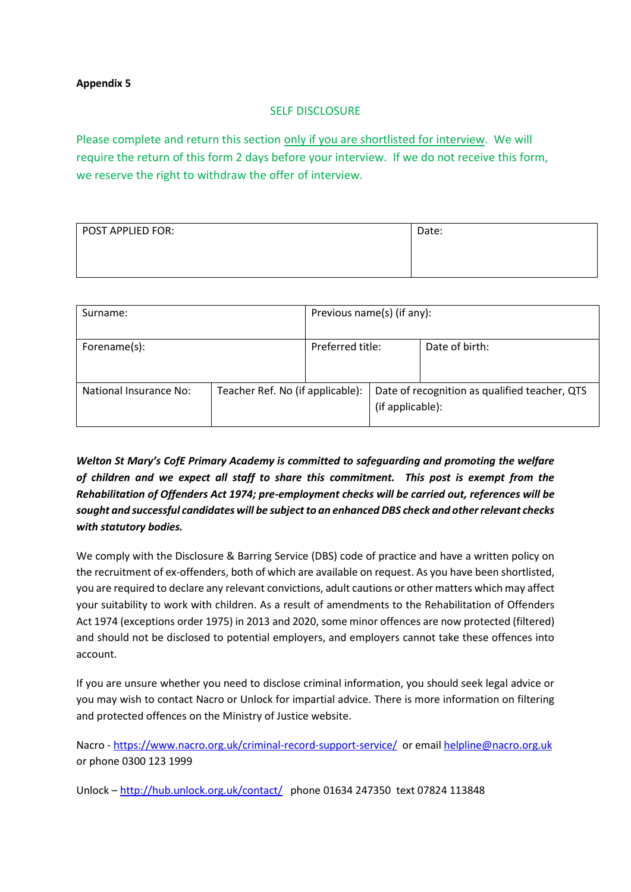**Appendix 5**

## SELF DISCLOSURE

Please complete and return this section only if you are shortlisted for interview. We will require the return of this form 2 days before your interview. If we do not receive this form, we reserve the right to withdraw the offer of interview.

| POST APPLIED FOR: | Date: |
|---|---|
| | |

| Surname: | | Previous name(s) (if any): | |
|---|---|---|---|
| Forename(s): | | Preferred title: | Date of birth: |
| National Insurance No: | Teacher Ref. No (if applicable): | Date of recognition as qualified teacher, QTS (if applicable): | |

***Welton St Mary's CofE Primary Academy is committed to safeguarding and promoting the welfare of children and we expect all staff to share this commitment. This post is exempt from the Rehabilitation of Offenders Act 1974; pre-employment checks will be carried out, references will be sought and successful candidates will be subject to an enhanced DBS check and other relevant checks with statutory bodies.***

We comply with the Disclosure & Barring Service (DBS) code of practice and have a written policy on the recruitment of ex-offenders, both of which are available on request. As you have been shortlisted, you are required to declare any relevant convictions, adult cautions or other matters which may affect your suitability to work with children. As a result of amendments to the Rehabilitation of Offenders Act 1974 (exceptions order 1975) in 2013 and 2020, some minor offences are now protected (filtered) and should not be disclosed to potential employers, and employers cannot take these offences into account.

If you are unsure whether you need to disclose criminal information, you should seek legal advice or you may wish to contact Nacro or Unlock for impartial advice. There is more information on filtering and protected offences on the Ministry of Justice website.

Nacro - https://www.nacro.org.uk/criminal-record-support-service/ or email helpline@nacro.org.uk or phone 0300 123 1999

Unlock – http://hub.unlock.org.uk/contact/ phone 01634 247350 text 07824 113848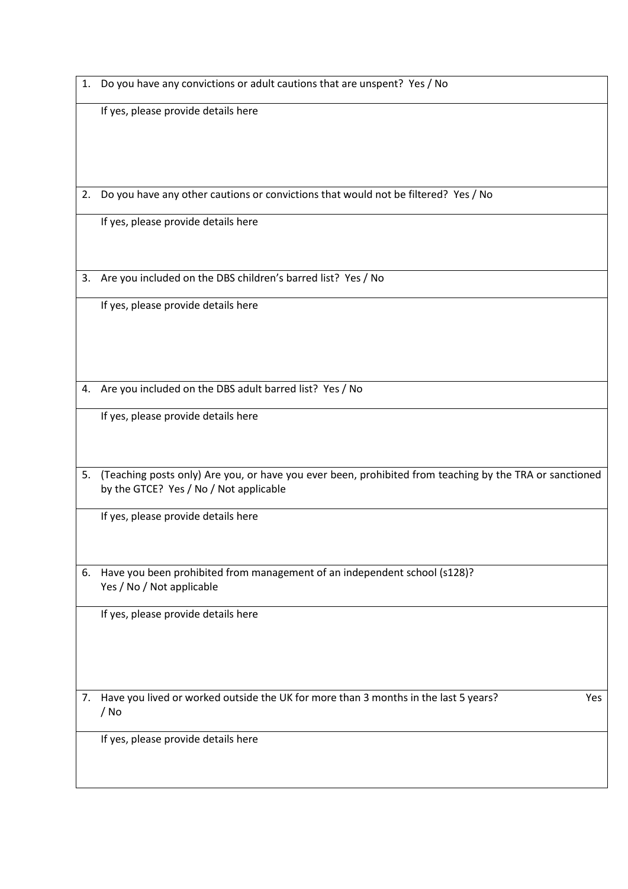| |
|---|
| 1. Do you have any convictions or adult cautions that are unspent? Yes / No |
| If yes, please provide details here |
| 2. Do you have any other cautions or convictions that would not be filtered? Yes / No |
| If yes, please provide details here |
| 3. Are you included on the DBS children's barred list? Yes / No |
| If yes, please provide details here |
| 4. Are you included on the DBS adult barred list? Yes / No |
| If yes, please provide details here |
| 5. (Teaching posts only) Are you, or have you ever been, prohibited from teaching by the TRA or sanctioned by the GTCE? Yes / No / Not applicable |
| If yes, please provide details here |
| 6. Have you been prohibited from management of an independent school (s128)? Yes / No / Not applicable |
| If yes, please provide details here |
| 7. Have you lived or worked outside the UK for more than 3 months in the last 5 years? Yes / No |
| If yes, please provide details here |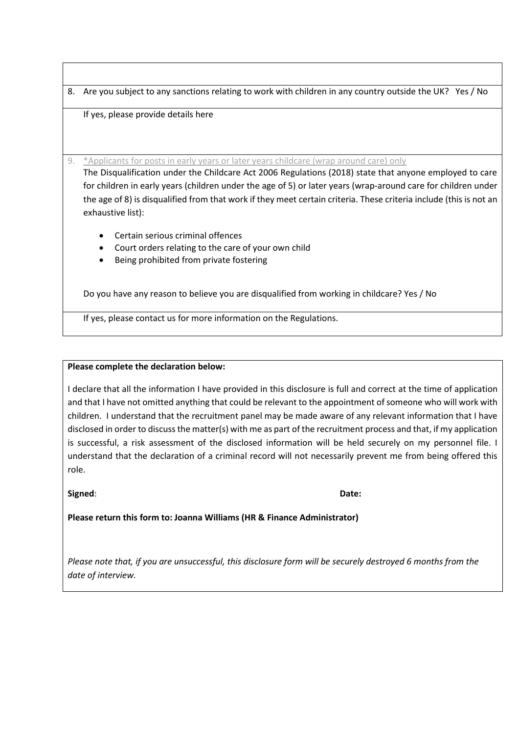8. Are you subject to any sanctions relating to work with children in any country outside the UK? Yes / No

If yes, please provide details here

9. *Applicants for posts in early years or later years childcare (wrap around care) only

The Disqualification under the Childcare Act 2006 Regulations (2018) state that anyone employed to care for children in early years (children under the age of 5) or later years (wrap-around care for children under the age of 8) is disqualified from that work if they meet certain criteria. These criteria include (this is not an exhaustive list):

- Certain serious criminal offences
- Court orders relating to the care of your own child
- Being prohibited from private fostering

Do you have any reason to believe you are disqualified from working in childcare? Yes / No

If yes, please contact us for more information on the Regulations.

**Please complete the declaration below:**

I declare that all the information I have provided in this disclosure is full and correct at the time of application and that I have not omitted anything that could be relevant to the appointment of someone who will work with children. I understand that the recruitment panel may be made aware of any relevant information that I have disclosed in order to discuss the matter(s) with me as part of the recruitment process and that, if my application is successful, a risk assessment of the disclosed information will be held securely on my personnel file. I understand that the declaration of a criminal record will not necessarily prevent me from being offered this role.

**Signed**: **Date:**

**Please return this form to: Joanna Williams (HR & Finance Administrator)**

*Please note that, if you are unsuccessful, this disclosure form will be securely destroyed 6 months from the date of interview.*